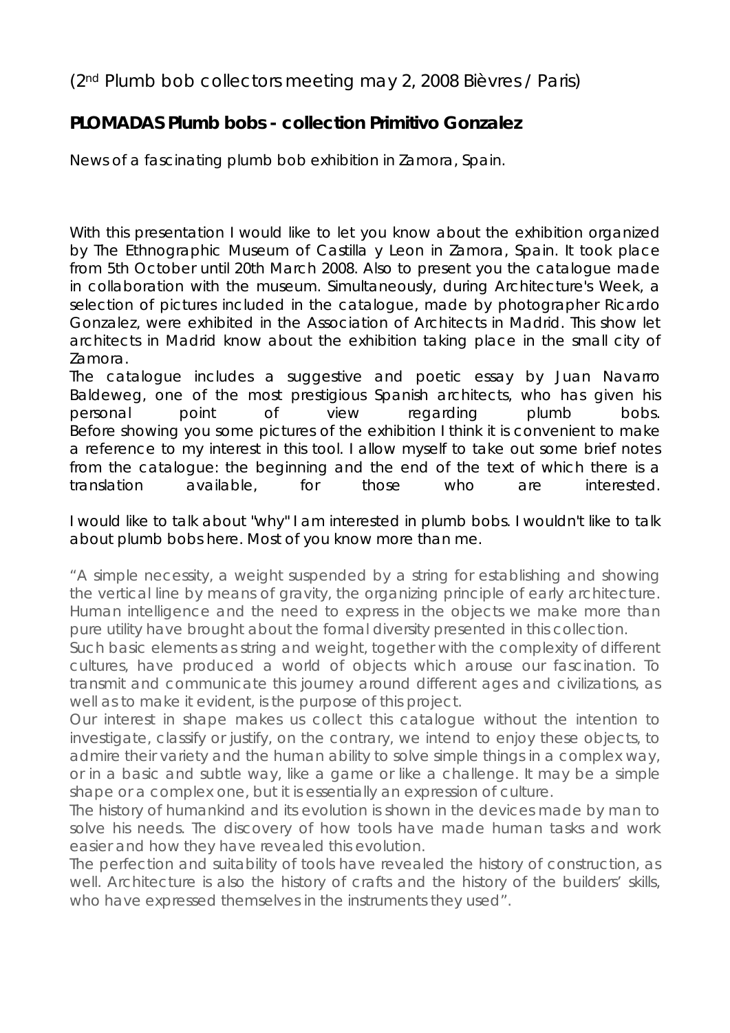(2nd Plumb bob collectors meeting may 2, 2008 Bièvres / Paris)

## PLOMADAS Plumb bobs - collection Primitivo Gonzalez

*News of a fascinating plumb bob exhibition in Zamora, Spain.*

With this presentation I would like to let you know about the exhibition organized by The Ethnographic Museum of Castilla y Leon in Zamora, Spain. It took place from 5th October until 20th March 2008. Also to present you the catalogue made in collaboration with the museum. Simultaneously, during Architecture's Week, a selection of pictures included in the catalogue, made by photographer Ricardo Gonzalez, were exhibited in the Association of Architects in Madrid. This show let architects in Madrid know about the exhibition taking place in the small city of Zamora.

The catalogue includes a suggestive and poetic essay by Juan Navarro Baldeweg, one of the most prestigious Spanish architects, who has given his personal point of view regarding plumb bobs.

Before showing you some pictures of the exhibition I think it is convenient to make a reference to my interest in this tool. I allow myself to take out some brief notes from the catalogue: the beginning and the end of the text of which there is a translation available, for those who are interested.

I would like to talk about "why" I am interested in plumb bobs. I wouldn't like to talk about plumb bobs here. Most of you know more than me.

"A simple necessity, a weight suspended by a string for establishing and showing the vertical line by means of gravity, the organizing principle of early architecture. Human intelligence and the need to express in the objects we make more than pure utility have brought about the formal diversity presented in this collection.

Such basic elements as string and weight, together with the complexity of different cultures, have produced a world of objects which arouse our fascination. To transmit and communicate this journey around different ages and civilizations, as well as to make it evident, is the purpose of this project.

Our interest in shape makes us collect this catalogue without the intention to investigate, classify or justify, on the contrary, we intend to enjoy these objects, to admire their variety and the human ability to solve simple things in a complex way, or in a basic and subtle way, like a game or like a challenge. It may be a simple shape or a complex one, but it is essentially an expression of culture.

The history of humankind and its evolution is shown in the devices made by man to solve his needs. The discovery of how tools have made human tasks and work easier and how they have revealed this evolution.

The perfection and suitability of tools have revealed the history of construction, as well. Architecture is also the history of crafts and the history of the builders' skills, who have expressed themselves in the instruments they used".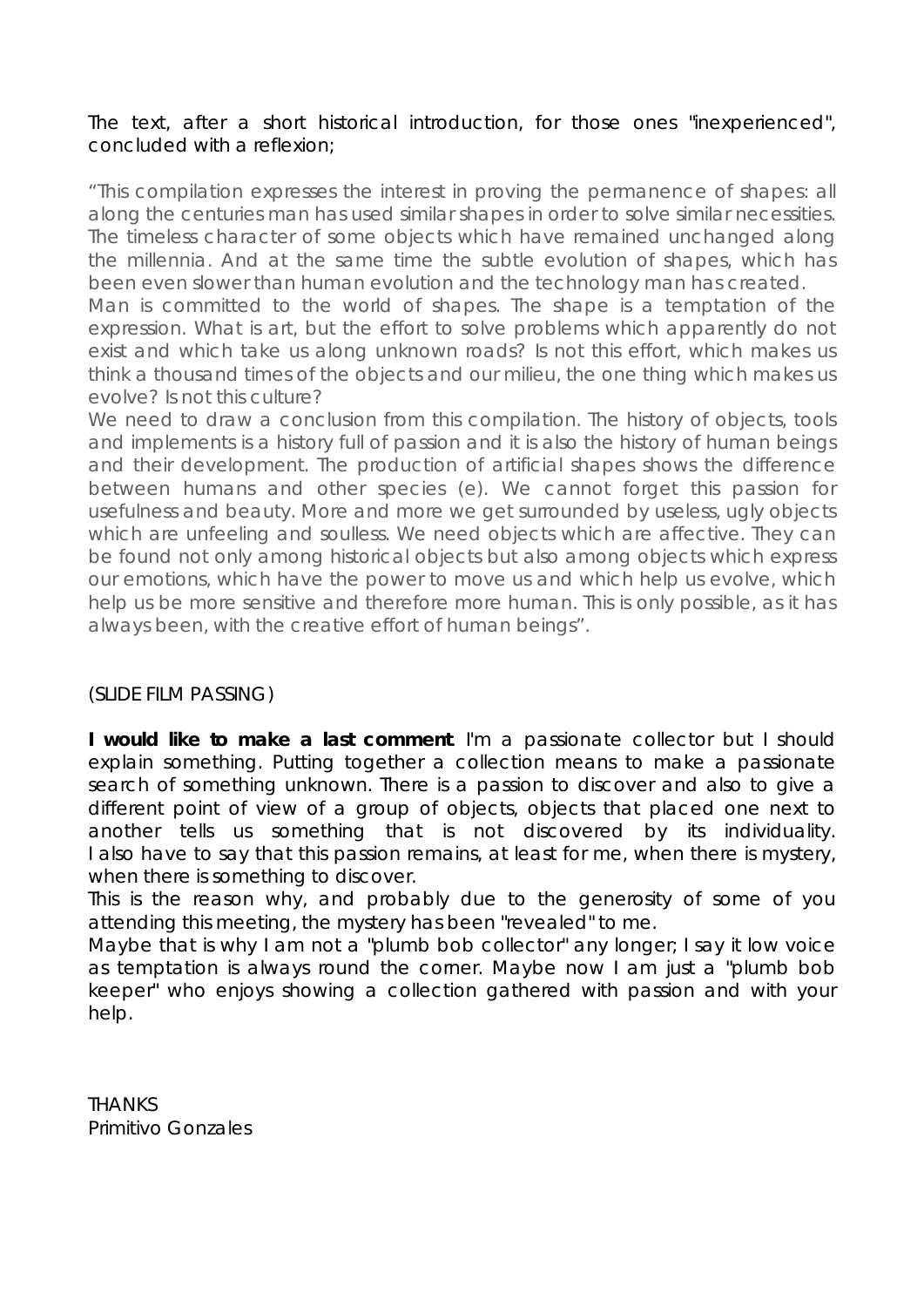The text, after a short historical introduction, for those ones "inexperienced", concluded with a reflexion;

"This compilation expresses the interest in proving the permanence of shapes: all along the centuries man has used similar shapes in order to solve similar necessities. The timeless character of some objects which have remained unchanged along the millennia. And at the same time the subtle evolution of shapes, which has been even slower than human evolution and the technology man has created.
Man is committed to the world of shapes. The shape is a temptation of the expression. What is art, but the effort to solve problems which apparently do not exist and which take us along unknown roads? Is not this effort, which makes us think a thousand times of the objects and our milieu, the one thing which makes us evolve? Is not this culture?
We need to draw a conclusion from this compilation. The history of objects, tools and implements is a history full of passion and it is also the history of human beings and their development. The production of artificial shapes shows the difference between humans and other species (e). We cannot forget this passion for usefulness and beauty. More and more we get surrounded by useless, ugly objects which are unfeeling and soulless. We need objects which are affective. They can be found not only among historical objects but also among objects which express our emotions, which have the power to move us and which help us evolve, which help us be more sensitive and therefore more human. This is only possible, as it has always been, with the creative effort of human beings".

(SLIDE FILM PASSING)

**I would like to make a last comment**. I'm a passionate collector but I should explain something. Putting together a collection means to make a passionate search of something unknown. There is a passion to discover and also to give a different point of view of a group of objects, objects that placed one next to another tells us something that is not discovered by its individuality.
I also have to say that this passion remains, at least for me, when there is mystery, when there is something to discover.
This is the reason why, and probably due to the generosity of some of you attending this meeting, the mystery has been "revealed" to me.
Maybe that is why I am not a "plumb bob collector" any longer; I say it low voice as temptation is always round the corner. Maybe now I am just a "plumb bob keeper" who enjoys showing a collection gathered with passion and with your help.

THANKS
Primitivo Gonzales